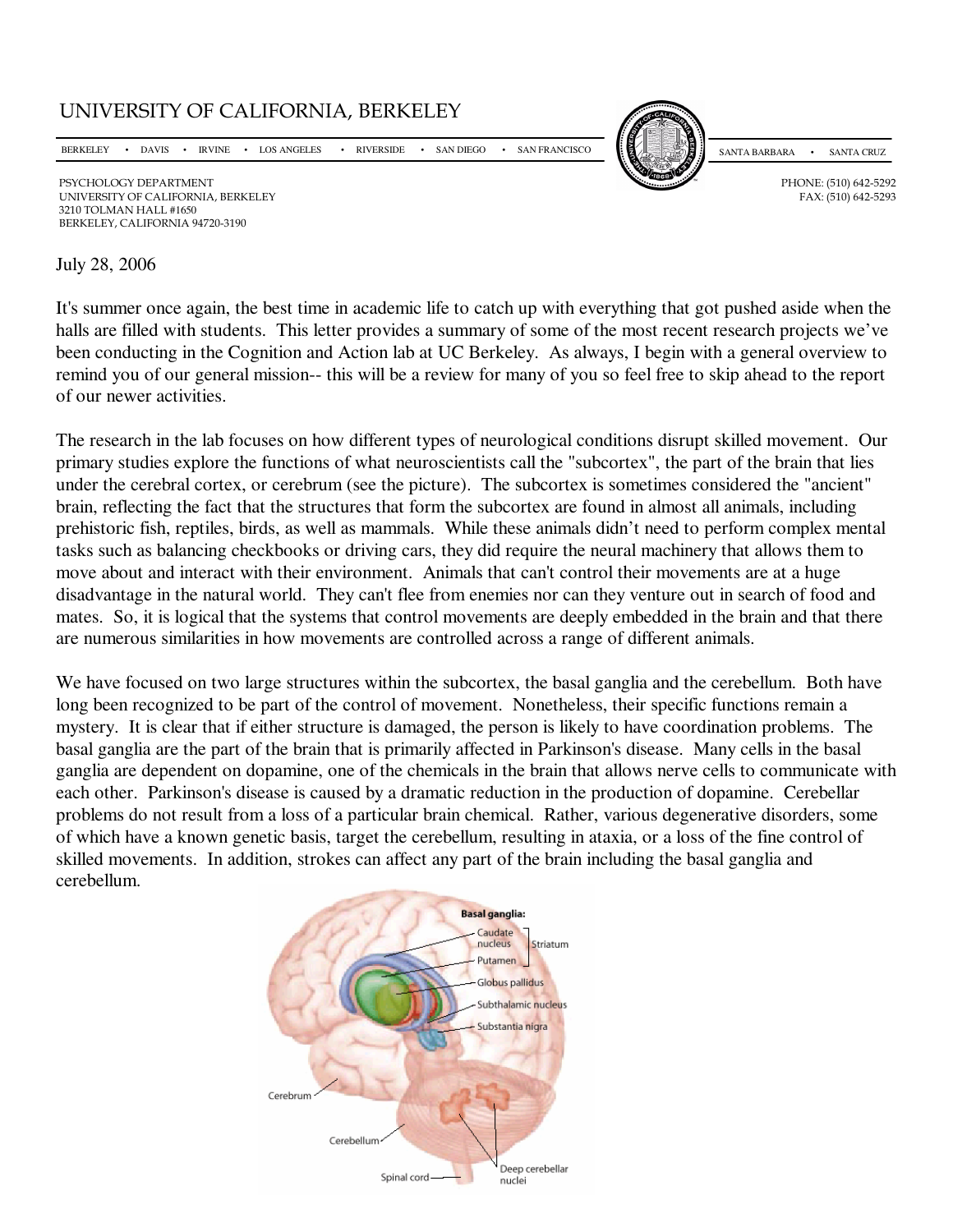# UNIVERSITY OF CALIFORNIA, BERKELEY

BERKELEY • DAVIS • IRVINE • LOS ANGELES • RIVERSIDE • SAN DIEGO • SAN FRANCISCO SANTA BARBARA • SANTA CRUZ

PSYCHOLOGY DEPARTMENT
UNIVERSITY OF CALIFORNIA, BERKELEY
3210 TOLMAN HALL #1650
BERKELEY, CALIFORNIA 94720-3190

PHONE: (510) 642-5292
FAX: (510) 642-5293

July 28, 2006

It's summer once again, the best time in academic life to catch up with everything that got pushed aside when the halls are filled with students. This letter provides a summary of some of the most recent research projects we've been conducting in the Cognition and Action lab at UC Berkeley. As always, I begin with a general overview to remind you of our general mission-- this will be a review for many of you so feel free to skip ahead to the report of our newer activities.

The research in the lab focuses on how different types of neurological conditions disrupt skilled movement. Our primary studies explore the functions of what neuroscientists call the "subcortex", the part of the brain that lies under the cerebral cortex, or cerebrum (see the picture). The subcortex is sometimes considered the "ancient" brain, reflecting the fact that the structures that form the subcortex are found in almost all animals, including prehistoric fish, reptiles, birds, as well as mammals. While these animals didn't need to perform complex mental tasks such as balancing checkbooks or driving cars, they did require the neural machinery that allows them to move about and interact with their environment. Animals that can't control their movements are at a huge disadvantage in the natural world. They can't flee from enemies nor can they venture out in search of food and mates. So, it is logical that the systems that control movements are deeply embedded in the brain and that there are numerous similarities in how movements are controlled across a range of different animals.

We have focused on two large structures within the subcortex, the basal ganglia and the cerebellum. Both have long been recognized to be part of the control of movement. Nonetheless, their specific functions remain a mystery. It is clear that if either structure is damaged, the person is likely to have coordination problems. The basal ganglia are the part of the brain that is primarily affected in Parkinson's disease. Many cells in the basal ganglia are dependent on dopamine, one of the chemicals in the brain that allows nerve cells to communicate with each other. Parkinson's disease is caused by a dramatic reduction in the production of dopamine. Cerebellar problems do not result from a loss of a particular brain chemical. Rather, various degenerative disorders, some of which have a known genetic basis, target the cerebellum, resulting in ataxia, or a loss of the fine control of skilled movements. In addition, strokes can affect any part of the brain including the basal ganglia and cerebellum.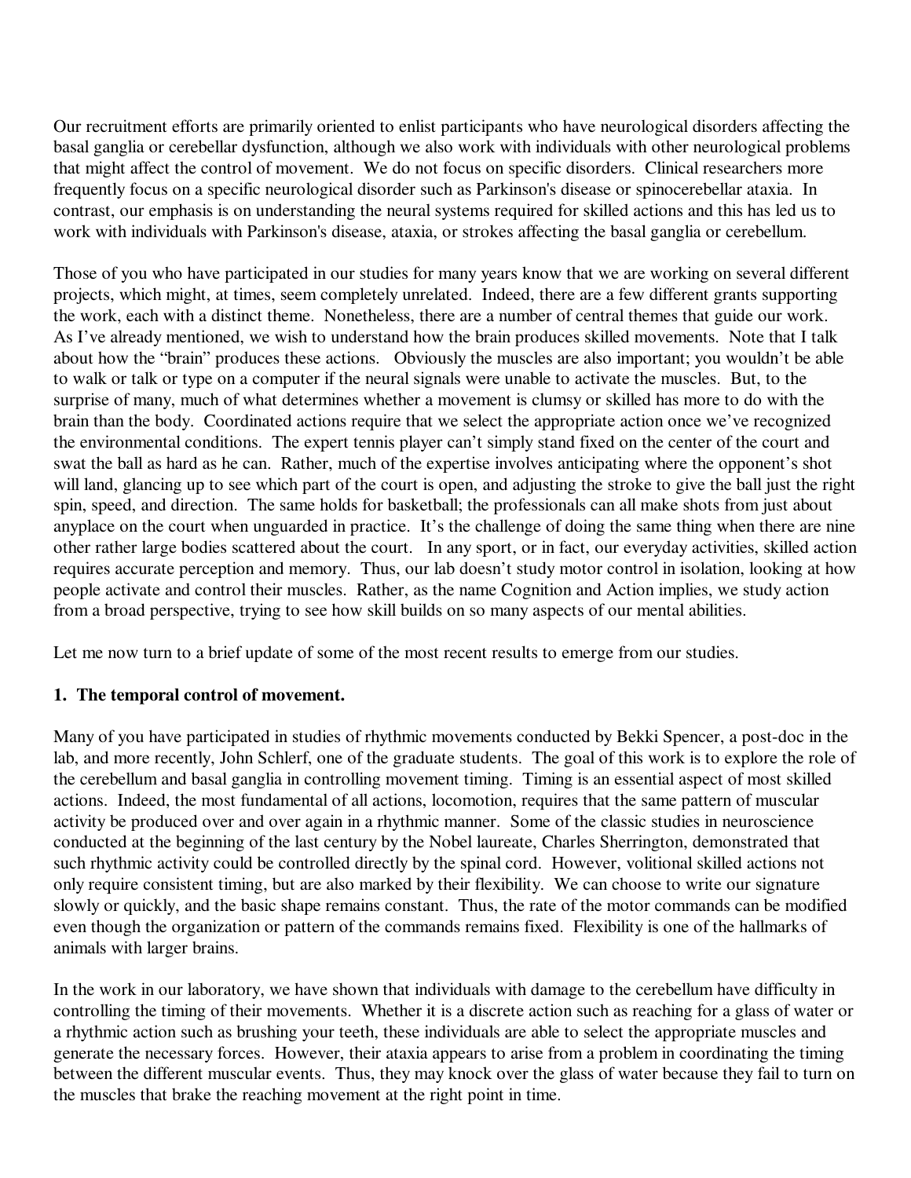Our recruitment efforts are primarily oriented to enlist participants who have neurological disorders affecting the basal ganglia or cerebellar dysfunction, although we also work with individuals with other neurological problems that might affect the control of movement. We do not focus on specific disorders. Clinical researchers more frequently focus on a specific neurological disorder such as Parkinson's disease or spinocerebellar ataxia. In contrast, our emphasis is on understanding the neural systems required for skilled actions and this has led us to work with individuals with Parkinson's disease, ataxia, or strokes affecting the basal ganglia or cerebellum.

Those of you who have participated in our studies for many years know that we are working on several different projects, which might, at times, seem completely unrelated. Indeed, there are a few different grants supporting the work, each with a distinct theme. Nonetheless, there are a number of central themes that guide our work. As I've already mentioned, we wish to understand how the brain produces skilled movements. Note that I talk about how the "brain" produces these actions. Obviously the muscles are also important; you wouldn't be able to walk or talk or type on a computer if the neural signals were unable to activate the muscles. But, to the surprise of many, much of what determines whether a movement is clumsy or skilled has more to do with the brain than the body. Coordinated actions require that we select the appropriate action once we've recognized the environmental conditions. The expert tennis player can't simply stand fixed on the center of the court and swat the ball as hard as he can. Rather, much of the expertise involves anticipating where the opponent's shot will land, glancing up to see which part of the court is open, and adjusting the stroke to give the ball just the right spin, speed, and direction. The same holds for basketball; the professionals can all make shots from just about anyplace on the court when unguarded in practice. It's the challenge of doing the same thing when there are nine other rather large bodies scattered about the court. In any sport, or in fact, our everyday activities, skilled action requires accurate perception and memory. Thus, our lab doesn't study motor control in isolation, looking at how people activate and control their muscles. Rather, as the name Cognition and Action implies, we study action from a broad perspective, trying to see how skill builds on so many aspects of our mental abilities.

Let me now turn to a brief update of some of the most recent results to emerge from our studies.

**1. The temporal control of movement.**

Many of you have participated in studies of rhythmic movements conducted by Bekki Spencer, a post-doc in the lab, and more recently, John Schlerf, one of the graduate students. The goal of this work is to explore the role of the cerebellum and basal ganglia in controlling movement timing. Timing is an essential aspect of most skilled actions. Indeed, the most fundamental of all actions, locomotion, requires that the same pattern of muscular activity be produced over and over again in a rhythmic manner. Some of the classic studies in neuroscience conducted at the beginning of the last century by the Nobel laureate, Charles Sherrington, demonstrated that such rhythmic activity could be controlled directly by the spinal cord. However, volitional skilled actions not only require consistent timing, but are also marked by their flexibility. We can choose to write our signature slowly or quickly, and the basic shape remains constant. Thus, the rate of the motor commands can be modified even though the organization or pattern of the commands remains fixed. Flexibility is one of the hallmarks of animals with larger brains.

In the work in our laboratory, we have shown that individuals with damage to the cerebellum have difficulty in controlling the timing of their movements. Whether it is a discrete action such as reaching for a glass of water or a rhythmic action such as brushing your teeth, these individuals are able to select the appropriate muscles and generate the necessary forces. However, their ataxia appears to arise from a problem in coordinating the timing between the different muscular events. Thus, they may knock over the glass of water because they fail to turn on the muscles that brake the reaching movement at the right point in time.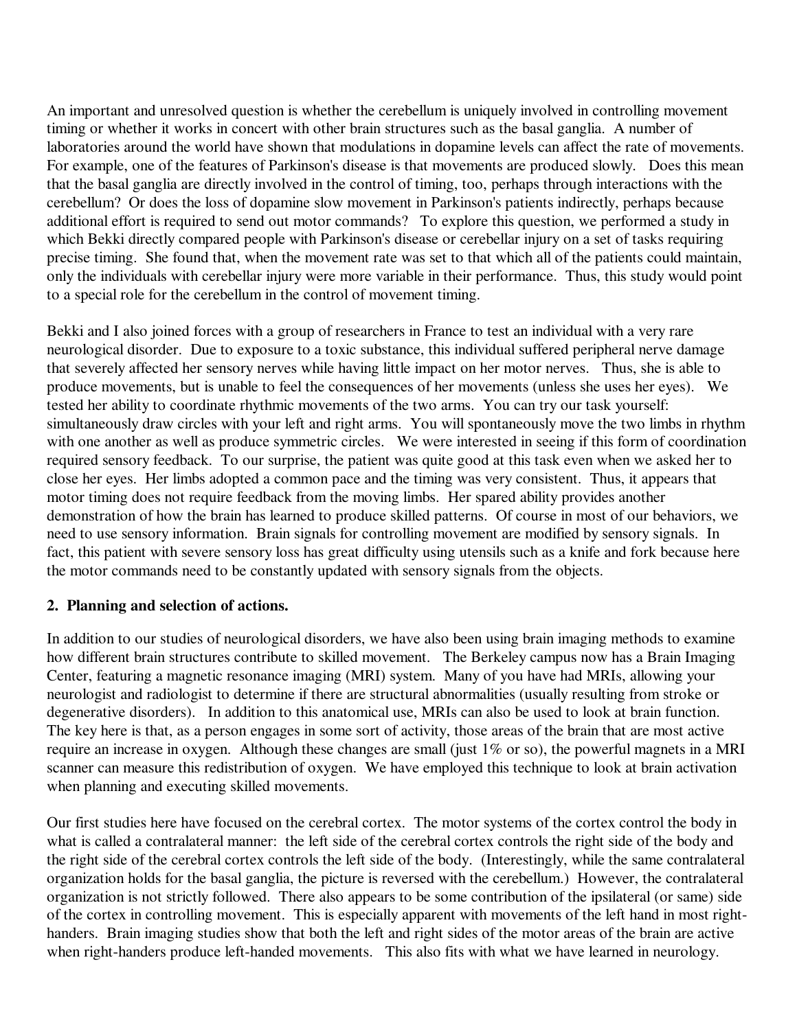An important and unresolved question is whether the cerebellum is uniquely involved in controlling movement timing or whether it works in concert with other brain structures such as the basal ganglia. A number of laboratories around the world have shown that modulations in dopamine levels can affect the rate of movements. For example, one of the features of Parkinson's disease is that movements are produced slowly. Does this mean that the basal ganglia are directly involved in the control of timing, too, perhaps through interactions with the cerebellum? Or does the loss of dopamine slow movement in Parkinson's patients indirectly, perhaps because additional effort is required to send out motor commands? To explore this question, we performed a study in which Bekki directly compared people with Parkinson's disease or cerebellar injury on a set of tasks requiring precise timing. She found that, when the movement rate was set to that which all of the patients could maintain, only the individuals with cerebellar injury were more variable in their performance. Thus, this study would point to a special role for the cerebellum in the control of movement timing.

Bekki and I also joined forces with a group of researchers in France to test an individual with a very rare neurological disorder. Due to exposure to a toxic substance, this individual suffered peripheral nerve damage that severely affected her sensory nerves while having little impact on her motor nerves. Thus, she is able to produce movements, but is unable to feel the consequences of her movements (unless she uses her eyes). We tested her ability to coordinate rhythmic movements of the two arms. You can try our task yourself: simultaneously draw circles with your left and right arms. You will spontaneously move the two limbs in rhythm with one another as well as produce symmetric circles. We were interested in seeing if this form of coordination required sensory feedback. To our surprise, the patient was quite good at this task even when we asked her to close her eyes. Her limbs adopted a common pace and the timing was very consistent. Thus, it appears that motor timing does not require feedback from the moving limbs. Her spared ability provides another demonstration of how the brain has learned to produce skilled patterns. Of course in most of our behaviors, we need to use sensory information. Brain signals for controlling movement are modified by sensory signals. In fact, this patient with severe sensory loss has great difficulty using utensils such as a knife and fork because here the motor commands need to be constantly updated with sensory signals from the objects.

**2. Planning and selection of actions.**

In addition to our studies of neurological disorders, we have also been using brain imaging methods to examine how different brain structures contribute to skilled movement. The Berkeley campus now has a Brain Imaging Center, featuring a magnetic resonance imaging (MRI) system. Many of you have had MRIs, allowing your neurologist and radiologist to determine if there are structural abnormalities (usually resulting from stroke or degenerative disorders). In addition to this anatomical use, MRIs can also be used to look at brain function. The key here is that, as a person engages in some sort of activity, those areas of the brain that are most active require an increase in oxygen. Although these changes are small (just 1% or so), the powerful magnets in a MRI scanner can measure this redistribution of oxygen. We have employed this technique to look at brain activation when planning and executing skilled movements.

Our first studies here have focused on the cerebral cortex. The motor systems of the cortex control the body in what is called a contralateral manner: the left side of the cerebral cortex controls the right side of the body and the right side of the cerebral cortex controls the left side of the body. (Interestingly, while the same contralateral organization holds for the basal ganglia, the picture is reversed with the cerebellum.) However, the contralateral organization is not strictly followed. There also appears to be some contribution of the ipsilateral (or same) side of the cortex in controlling movement. This is especially apparent with movements of the left hand in most right-handers. Brain imaging studies show that both the left and right sides of the motor areas of the brain are active when right-handers produce left-handed movements. This also fits with what we have learned in neurology.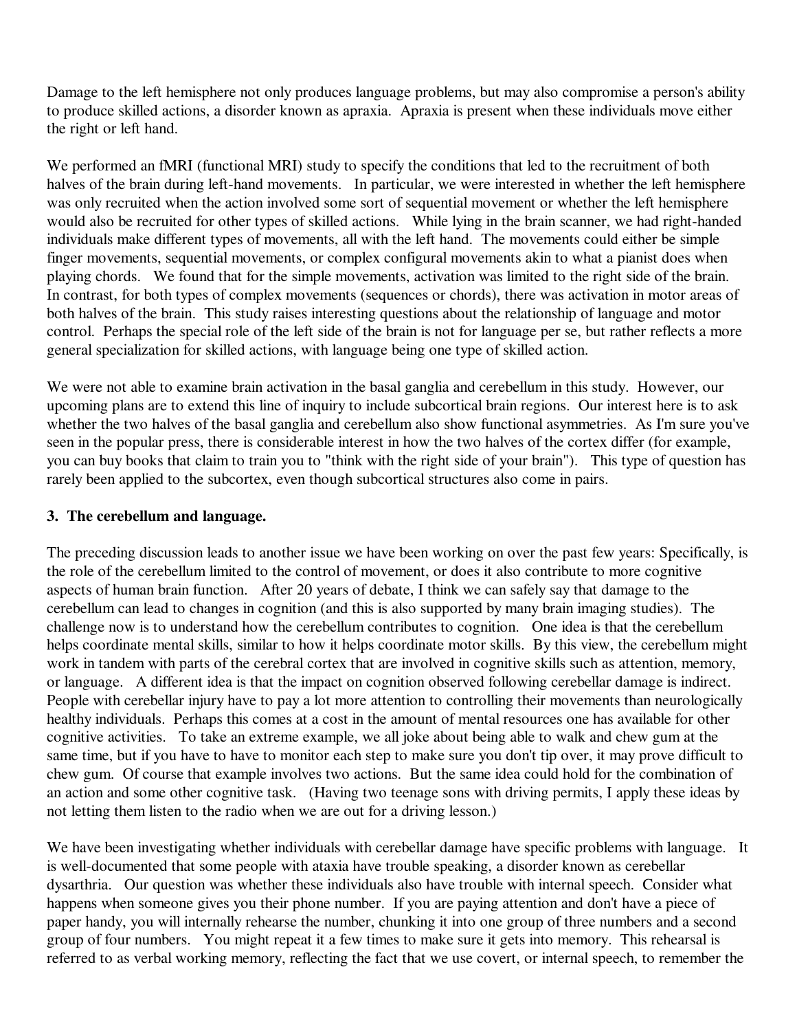Damage to the left hemisphere not only produces language problems, but may also compromise a person's ability to produce skilled actions, a disorder known as apraxia. Apraxia is present when these individuals move either the right or left hand.

We performed an fMRI (functional MRI) study to specify the conditions that led to the recruitment of both halves of the brain during left-hand movements. In particular, we were interested in whether the left hemisphere was only recruited when the action involved some sort of sequential movement or whether the left hemisphere would also be recruited for other types of skilled actions. While lying in the brain scanner, we had right-handed individuals make different types of movements, all with the left hand. The movements could either be simple finger movements, sequential movements, or complex configural movements akin to what a pianist does when playing chords. We found that for the simple movements, activation was limited to the right side of the brain. In contrast, for both types of complex movements (sequences or chords), there was activation in motor areas of both halves of the brain. This study raises interesting questions about the relationship of language and motor control. Perhaps the special role of the left side of the brain is not for language per se, but rather reflects a more general specialization for skilled actions, with language being one type of skilled action.

We were not able to examine brain activation in the basal ganglia and cerebellum in this study. However, our upcoming plans are to extend this line of inquiry to include subcortical brain regions. Our interest here is to ask whether the two halves of the basal ganglia and cerebellum also show functional asymmetries. As I'm sure you've seen in the popular press, there is considerable interest in how the two halves of the cortex differ (for example, you can buy books that claim to train you to "think with the right side of your brain"). This type of question has rarely been applied to the subcortex, even though subcortical structures also come in pairs.

### 3. The cerebellum and language.

The preceding discussion leads to another issue we have been working on over the past few years: Specifically, is the role of the cerebellum limited to the control of movement, or does it also contribute to more cognitive aspects of human brain function. After 20 years of debate, I think we can safely say that damage to the cerebellum can lead to changes in cognition (and this is also supported by many brain imaging studies). The challenge now is to understand how the cerebellum contributes to cognition. One idea is that the cerebellum helps coordinate mental skills, similar to how it helps coordinate motor skills. By this view, the cerebellum might work in tandem with parts of the cerebral cortex that are involved in cognitive skills such as attention, memory, or language. A different idea is that the impact on cognition observed following cerebellar damage is indirect. People with cerebellar injury have to pay a lot more attention to controlling their movements than neurologically healthy individuals. Perhaps this comes at a cost in the amount of mental resources one has available for other cognitive activities. To take an extreme example, we all joke about being able to walk and chew gum at the same time, but if you have to have to monitor each step to make sure you don't tip over, it may prove difficult to chew gum. Of course that example involves two actions. But the same idea could hold for the combination of an action and some other cognitive task. (Having two teenage sons with driving permits, I apply these ideas by not letting them listen to the radio when we are out for a driving lesson.)

We have been investigating whether individuals with cerebellar damage have specific problems with language. It is well-documented that some people with ataxia have trouble speaking, a disorder known as cerebellar dysarthria. Our question was whether these individuals also have trouble with internal speech. Consider what happens when someone gives you their phone number. If you are paying attention and don't have a piece of paper handy, you will internally rehearse the number, chunking it into one group of three numbers and a second group of four numbers. You might repeat it a few times to make sure it gets into memory. This rehearsal is referred to as verbal working memory, reflecting the fact that we use covert, or internal speech, to remember the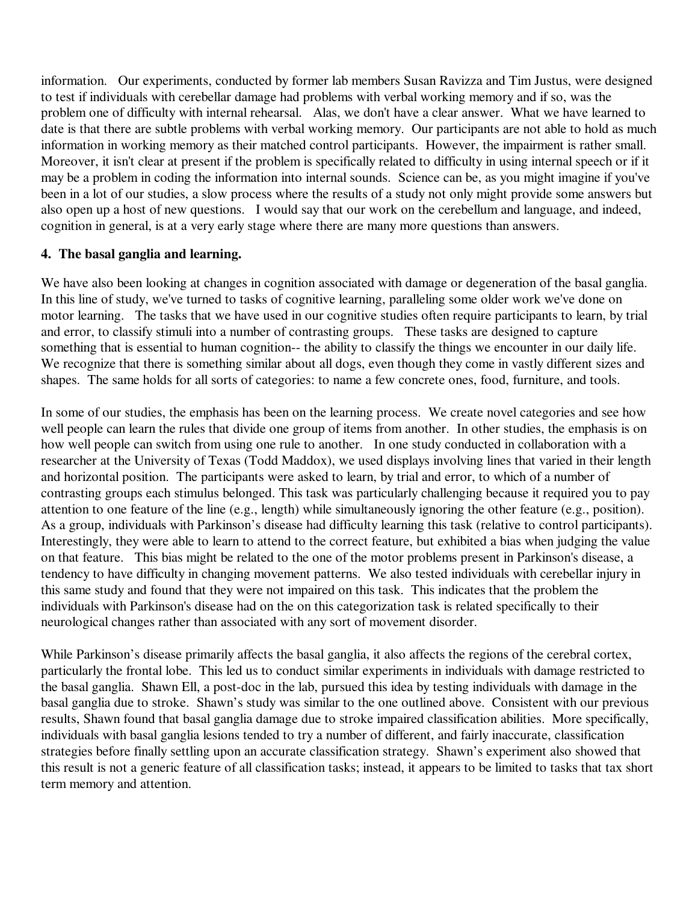information. Our experiments, conducted by former lab members Susan Ravizza and Tim Justus, were designed to test if individuals with cerebellar damage had problems with verbal working memory and if so, was the problem one of difficulty with internal rehearsal. Alas, we don't have a clear answer. What we have learned to date is that there are subtle problems with verbal working memory. Our participants are not able to hold as much information in working memory as their matched control participants. However, the impairment is rather small. Moreover, it isn't clear at present if the problem is specifically related to difficulty in using internal speech or if it may be a problem in coding the information into internal sounds. Science can be, as you might imagine if you've been in a lot of our studies, a slow process where the results of a study not only might provide some answers but also open up a host of new questions. I would say that our work on the cerebellum and language, and indeed, cognition in general, is at a very early stage where there are many more questions than answers.

**4. The basal ganglia and learning.**

We have also been looking at changes in cognition associated with damage or degeneration of the basal ganglia. In this line of study, we've turned to tasks of cognitive learning, paralleling some older work we've done on motor learning. The tasks that we have used in our cognitive studies often require participants to learn, by trial and error, to classify stimuli into a number of contrasting groups. These tasks are designed to capture something that is essential to human cognition-- the ability to classify the things we encounter in our daily life. We recognize that there is something similar about all dogs, even though they come in vastly different sizes and shapes. The same holds for all sorts of categories: to name a few concrete ones, food, furniture, and tools.

In some of our studies, the emphasis has been on the learning process. We create novel categories and see how well people can learn the rules that divide one group of items from another. In other studies, the emphasis is on how well people can switch from using one rule to another. In one study conducted in collaboration with a researcher at the University of Texas (Todd Maddox), we used displays involving lines that varied in their length and horizontal position. The participants were asked to learn, by trial and error, to which of a number of contrasting groups each stimulus belonged. This task was particularly challenging because it required you to pay attention to one feature of the line (e.g., length) while simultaneously ignoring the other feature (e.g., position). As a group, individuals with Parkinson's disease had difficulty learning this task (relative to control participants). Interestingly, they were able to learn to attend to the correct feature, but exhibited a bias when judging the value on that feature. This bias might be related to the one of the motor problems present in Parkinson's disease, a tendency to have difficulty in changing movement patterns. We also tested individuals with cerebellar injury in this same study and found that they were not impaired on this task. This indicates that the problem the individuals with Parkinson's disease had on the on this categorization task is related specifically to their neurological changes rather than associated with any sort of movement disorder.

While Parkinson's disease primarily affects the basal ganglia, it also affects the regions of the cerebral cortex, particularly the frontal lobe. This led us to conduct similar experiments in individuals with damage restricted to the basal ganglia. Shawn Ell, a post-doc in the lab, pursued this idea by testing individuals with damage in the basal ganglia due to stroke. Shawn's study was similar to the one outlined above. Consistent with our previous results, Shawn found that basal ganglia damage due to stroke impaired classification abilities. More specifically, individuals with basal ganglia lesions tended to try a number of different, and fairly inaccurate, classification strategies before finally settling upon an accurate classification strategy. Shawn's experiment also showed that this result is not a generic feature of all classification tasks; instead, it appears to be limited to tasks that tax short term memory and attention.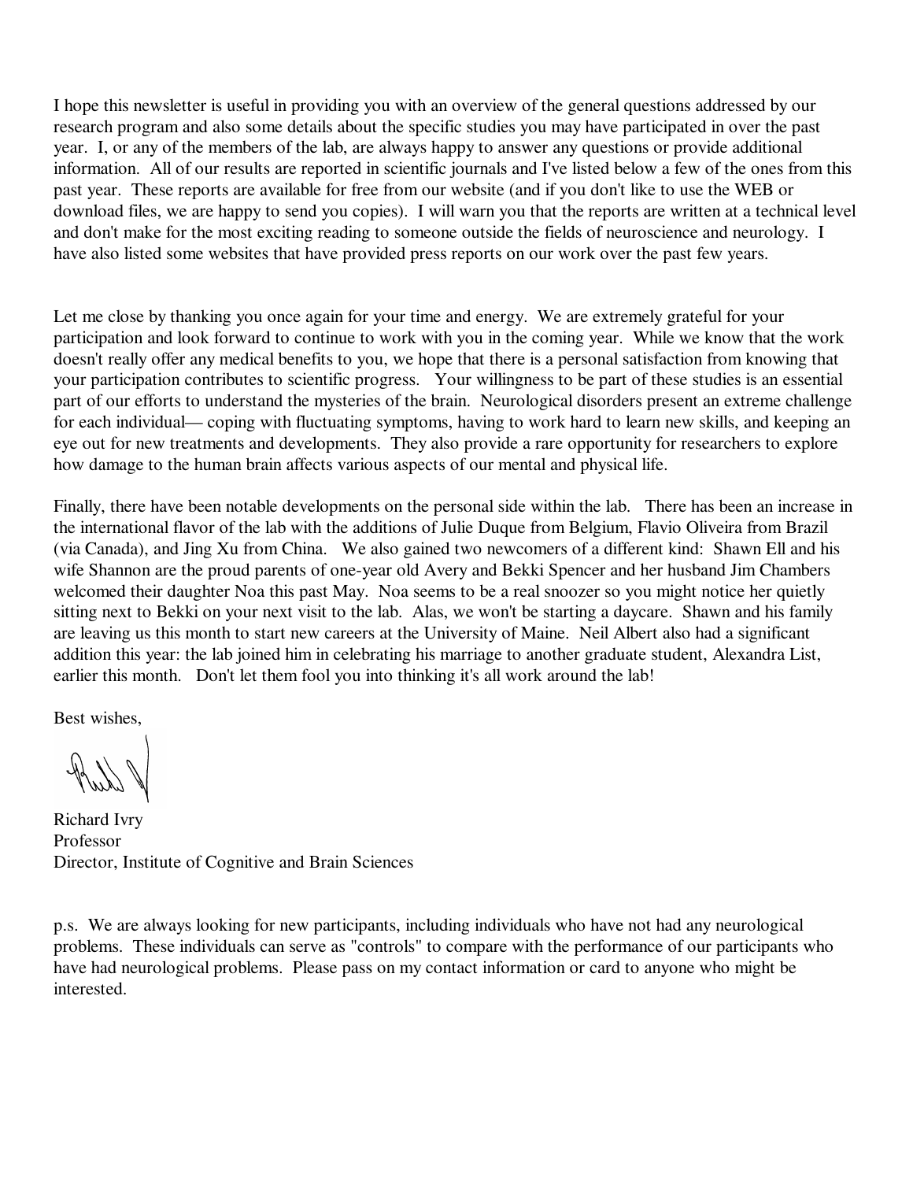I hope this newsletter is useful in providing you with an overview of the general questions addressed by our research program and also some details about the specific studies you may have participated in over the past year. I, or any of the members of the lab, are always happy to answer any questions or provide additional information. All of our results are reported in scientific journals and I've listed below a few of the ones from this past year. These reports are available for free from our website (and if you don't like to use the WEB or download files, we are happy to send you copies). I will warn you that the reports are written at a technical level and don't make for the most exciting reading to someone outside the fields of neuroscience and neurology. I have also listed some websites that have provided press reports on our work over the past few years.

Let me close by thanking you once again for your time and energy. We are extremely grateful for your participation and look forward to continue to work with you in the coming year. While we know that the work doesn't really offer any medical benefits to you, we hope that there is a personal satisfaction from knowing that your participation contributes to scientific progress. Your willingness to be part of these studies is an essential part of our efforts to understand the mysteries of the brain. Neurological disorders present an extreme challenge for each individual— coping with fluctuating symptoms, having to work hard to learn new skills, and keeping an eye out for new treatments and developments. They also provide a rare opportunity for researchers to explore how damage to the human brain affects various aspects of our mental and physical life.

Finally, there have been notable developments on the personal side within the lab. There has been an increase in the international flavor of the lab with the additions of Julie Duque from Belgium, Flavio Oliveira from Brazil (via Canada), and Jing Xu from China. We also gained two newcomers of a different kind: Shawn Ell and his wife Shannon are the proud parents of one-year old Avery and Bekki Spencer and her husband Jim Chambers welcomed their daughter Noa this past May. Noa seems to be a real snoozer so you might notice her quietly sitting next to Bekki on your next visit to the lab. Alas, we won't be starting a daycare. Shawn and his family are leaving us this month to start new careers at the University of Maine. Neil Albert also had a significant addition this year: the lab joined him in celebrating his marriage to another graduate student, Alexandra List, earlier this month. Don't let them fool you into thinking it's all work around the lab!

Best wishes,

Richard Ivry
Professor
Director, Institute of Cognitive and Brain Sciences

p.s. We are always looking for new participants, including individuals who have not had any neurological problems. These individuals can serve as "controls" to compare with the performance of our participants who have had neurological problems. Please pass on my contact information or card to anyone who might be interested.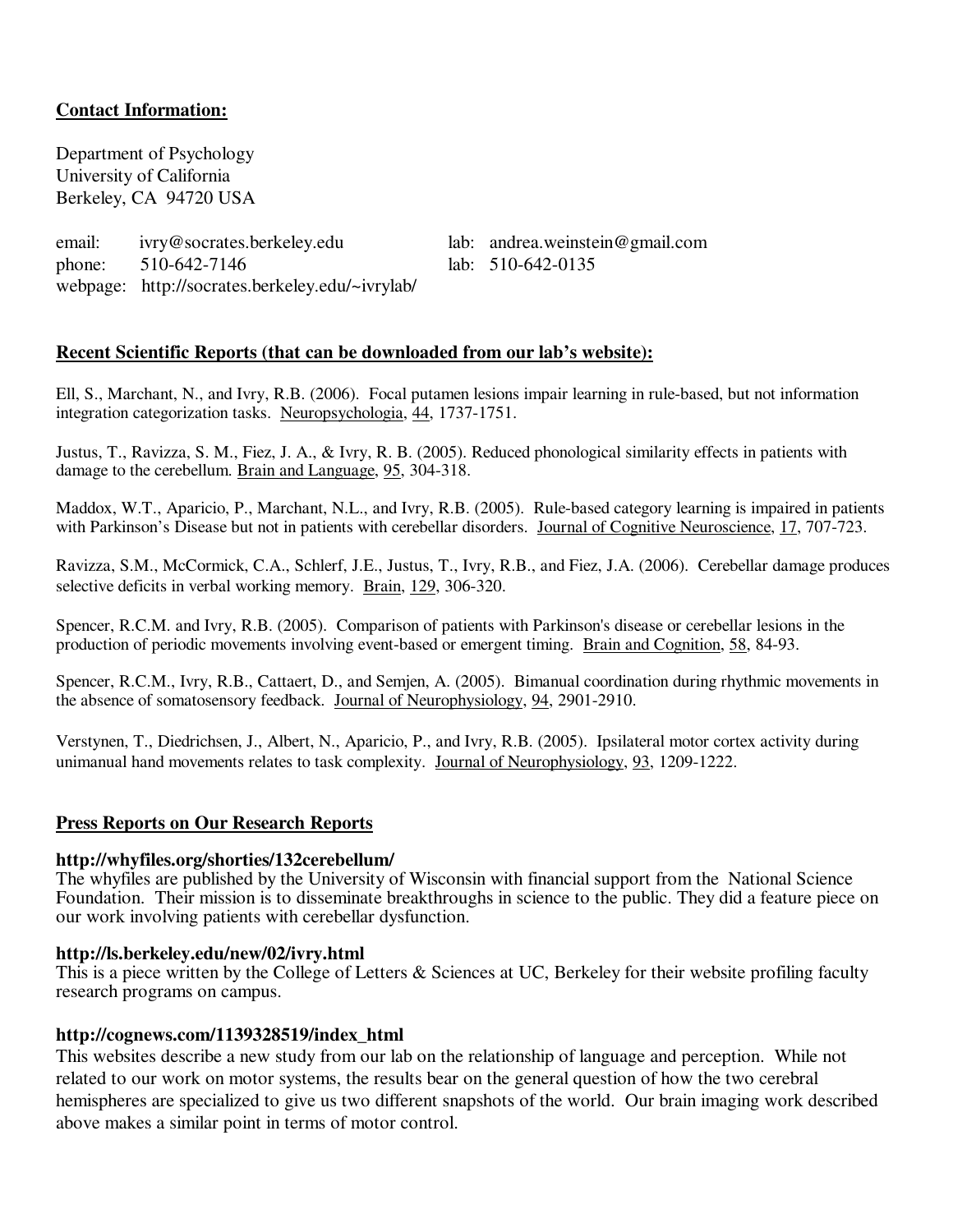**Contact Information:**

Department of Psychology
University of California
Berkeley, CA 94720 USA

email: ivry@socrates.berkeley.edu
phone: 510-642-7146
webpage: http://socrates.berkeley.edu/~ivrylab/

lab: andrea.weinstein@gmail.com
lab: 510-642-0135

**Recent Scientific Reports (that can be downloaded from our lab's website):**

Ell, S., Marchant, N., and Ivry, R.B. (2006). Focal putamen lesions impair learning in rule-based, but not information integration categorization tasks. Neuropsychologia, 44, 1737-1751.

Justus, T., Ravizza, S. M., Fiez, J. A., & Ivry, R. B. (2005). Reduced phonological similarity effects in patients with damage to the cerebellum. Brain and Language, 95, 304-318.

Maddox, W.T., Aparicio, P., Marchant, N.L., and Ivry, R.B. (2005). Rule-based category learning is impaired in patients with Parkinson's Disease but not in patients with cerebellar disorders. Journal of Cognitive Neuroscience, 17, 707-723.

Ravizza, S.M., McCormick, C.A., Schlerf, J.E., Justus, T., Ivry, R.B., and Fiez, J.A. (2006). Cerebellar damage produces selective deficits in verbal working memory. Brain, 129, 306-320.

Spencer, R.C.M. and Ivry, R.B. (2005). Comparison of patients with Parkinson's disease or cerebellar lesions in the production of periodic movements involving event-based or emergent timing. Brain and Cognition, 58, 84-93.

Spencer, R.C.M., Ivry, R.B., Cattaert, D., and Semjen, A. (2005). Bimanual coordination during rhythmic movements in the absence of somatosensory feedback. Journal of Neurophysiology, 94, 2901-2910.

Verstynen, T., Diedrichsen, J., Albert, N., Aparicio, P., and Ivry, R.B. (2005). Ipsilateral motor cortex activity during unimanual hand movements relates to task complexity. Journal of Neurophysiology, 93, 1209-1222.

**Press Reports on Our Research Reports**

**http://whyfiles.org/shorties/132cerebellum/**
The whyfiles are published by the University of Wisconsin with financial support from the National Science Foundation. Their mission is to disseminate breakthroughs in science to the public. They did a feature piece on our work involving patients with cerebellar dysfunction.

**http://ls.berkeley.edu/new/02/ivry.html**
This is a piece written by the College of Letters & Sciences at UC, Berkeley for their website profiling faculty research programs on campus.

**http://cognews.com/1139328519/index_html**
This websites describe a new study from our lab on the relationship of language and perception. While not related to our work on motor systems, the results bear on the general question of how the two cerebral hemispheres are specialized to give us two different snapshots of the world. Our brain imaging work described above makes a similar point in terms of motor control.